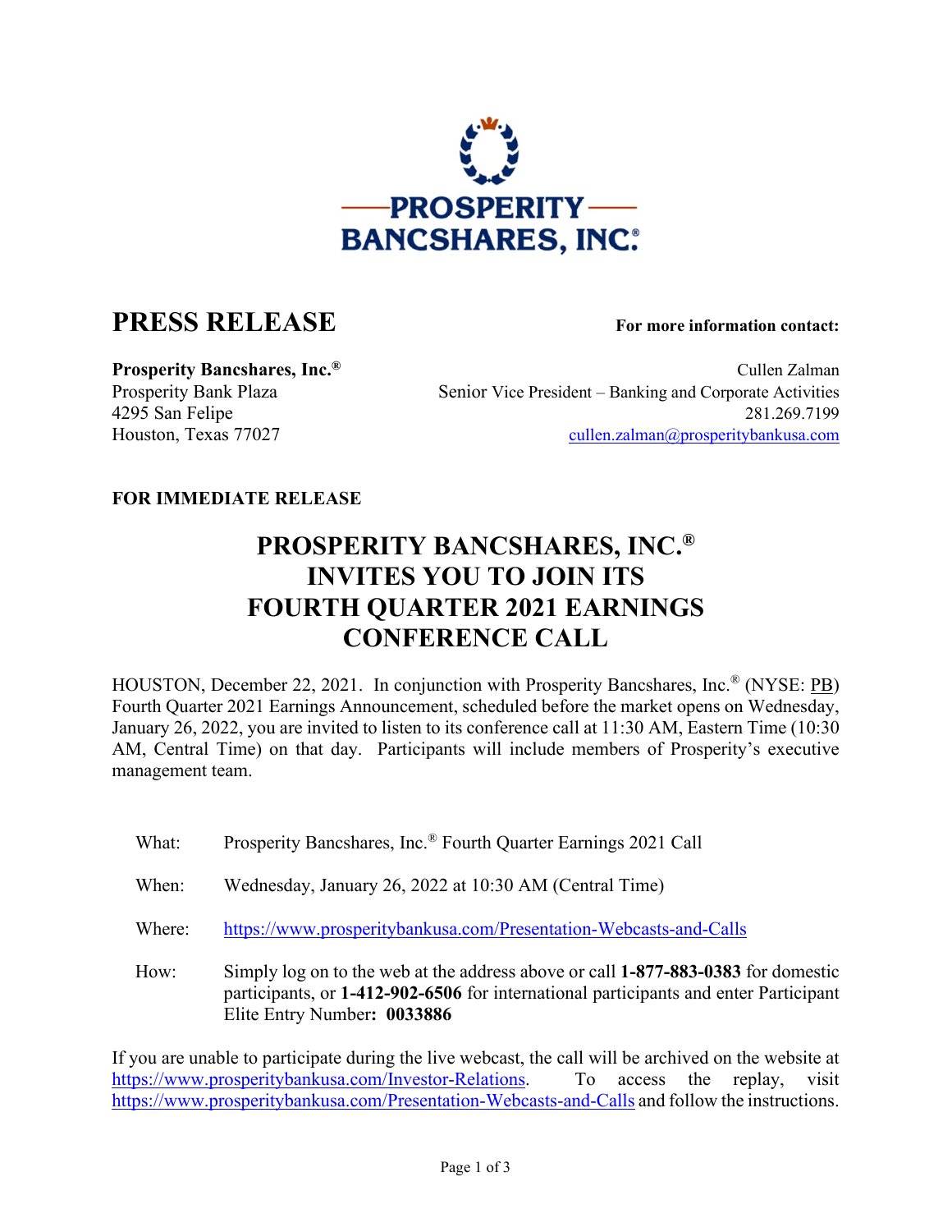PROSPERITY BANCSHARES, INC.®

# PRESS RELEASE

**For more information contact:**

**Prosperity Bancshares, Inc.®**
Prosperity Bank Plaza
4295 San Felipe
Houston, Texas 77027

Cullen Zalman
Senior Vice President – Banking and Corporate Activities
281.269.7199
cullen.zalman@prosperitybankusa.com

**FOR IMMEDIATE RELEASE**

## PROSPERITY BANCSHARES, INC.® INVITES YOU TO JOIN ITS FOURTH QUARTER 2021 EARNINGS CONFERENCE CALL

HOUSTON, December 22, 2021. In conjunction with Prosperity Bancshares, Inc.® (NYSE: PB) Fourth Quarter 2021 Earnings Announcement, scheduled before the market opens on Wednesday, January 26, 2022, you are invited to listen to its conference call at 11:30 AM, Eastern Time (10:30 AM, Central Time) on that day. Participants will include members of Prosperity's executive management team.

What: Prosperity Bancshares, Inc.® Fourth Quarter Earnings 2021 Call

When: Wednesday, January 26, 2022 at 10:30 AM (Central Time)

Where: https://www.prosperitybankusa.com/Presentation-Webcasts-and-Calls

How: Simply log on to the web at the address above or call **1-877-883-0383** for domestic participants, or **1-412-902-6506** for international participants and enter Participant Elite Entry Number**: 0033886**

If you are unable to participate during the live webcast, the call will be archived on the website at https://www.prosperitybankusa.com/Investor-Relations. To access the replay, visit https://www.prosperitybankusa.com/Presentation-Webcasts-and-Calls and follow the instructions.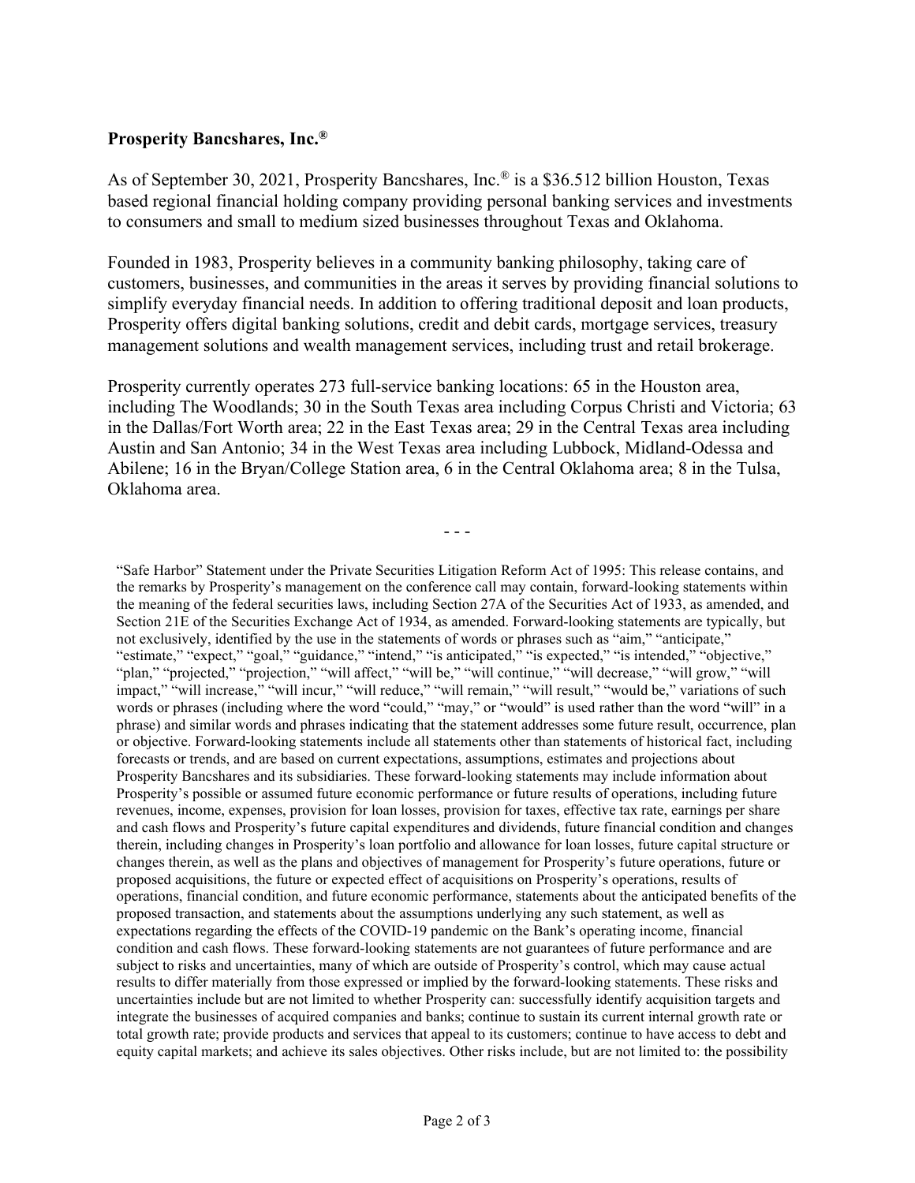**Prosperity Bancshares, Inc.®**

As of September 30, 2021, Prosperity Bancshares, Inc.® is a $36.512 billion Houston, Texas based regional financial holding company providing personal banking services and investments to consumers and small to medium sized businesses throughout Texas and Oklahoma.

Founded in 1983, Prosperity believes in a community banking philosophy, taking care of customers, businesses, and communities in the areas it serves by providing financial solutions to simplify everyday financial needs. In addition to offering traditional deposit and loan products, Prosperity offers digital banking solutions, credit and debit cards, mortgage services, treasury management solutions and wealth management services, including trust and retail brokerage.

Prosperity currently operates 273 full-service banking locations: 65 in the Houston area, including The Woodlands; 30 in the South Texas area including Corpus Christi and Victoria; 63 in the Dallas/Fort Worth area; 22 in the East Texas area; 29 in the Central Texas area including Austin and San Antonio; 34 in the West Texas area including Lubbock, Midland-Odessa and Abilene; 16 in the Bryan/College Station area, 6 in the Central Oklahoma area; 8 in the Tulsa, Oklahoma area.

\- - -

"Safe Harbor" Statement under the Private Securities Litigation Reform Act of 1995: This release contains, and the remarks by Prosperity's management on the conference call may contain, forward-looking statements within the meaning of the federal securities laws, including Section 27A of the Securities Act of 1933, as amended, and Section 21E of the Securities Exchange Act of 1934, as amended. Forward-looking statements are typically, but not exclusively, identified by the use in the statements of words or phrases such as "aim," "anticipate," "estimate," "expect," "goal," "guidance," "intend," "is anticipated," "is expected," "is intended," "objective," "plan," "projected," "projection," "will affect," "will be," "will continue," "will decrease," "will grow," "will impact," "will increase," "will incur," "will reduce," "will remain," "will result," "would be," variations of such words or phrases (including where the word "could," "may," or "would" is used rather than the word "will" in a phrase) and similar words and phrases indicating that the statement addresses some future result, occurrence, plan or objective. Forward-looking statements include all statements other than statements of historical fact, including forecasts or trends, and are based on current expectations, assumptions, estimates and projections about Prosperity Bancshares and its subsidiaries. These forward-looking statements may include information about Prosperity's possible or assumed future economic performance or future results of operations, including future revenues, income, expenses, provision for loan losses, provision for taxes, effective tax rate, earnings per share and cash flows and Prosperity's future capital expenditures and dividends, future financial condition and changes therein, including changes in Prosperity's loan portfolio and allowance for loan losses, future capital structure or changes therein, as well as the plans and objectives of management for Prosperity's future operations, future or proposed acquisitions, the future or expected effect of acquisitions on Prosperity's operations, results of operations, financial condition, and future economic performance, statements about the anticipated benefits of the proposed transaction, and statements about the assumptions underlying any such statement, as well as expectations regarding the effects of the COVID-19 pandemic on the Bank's operating income, financial condition and cash flows. These forward-looking statements are not guarantees of future performance and are subject to risks and uncertainties, many of which are outside of Prosperity's control, which may cause actual results to differ materially from those expressed or implied by the forward-looking statements. These risks and uncertainties include but are not limited to whether Prosperity can: successfully identify acquisition targets and integrate the businesses of acquired companies and banks; continue to sustain its current internal growth rate or total growth rate; provide products and services that appeal to its customers; continue to have access to debt and equity capital markets; and achieve its sales objectives. Other risks include, but are not limited to: the possibility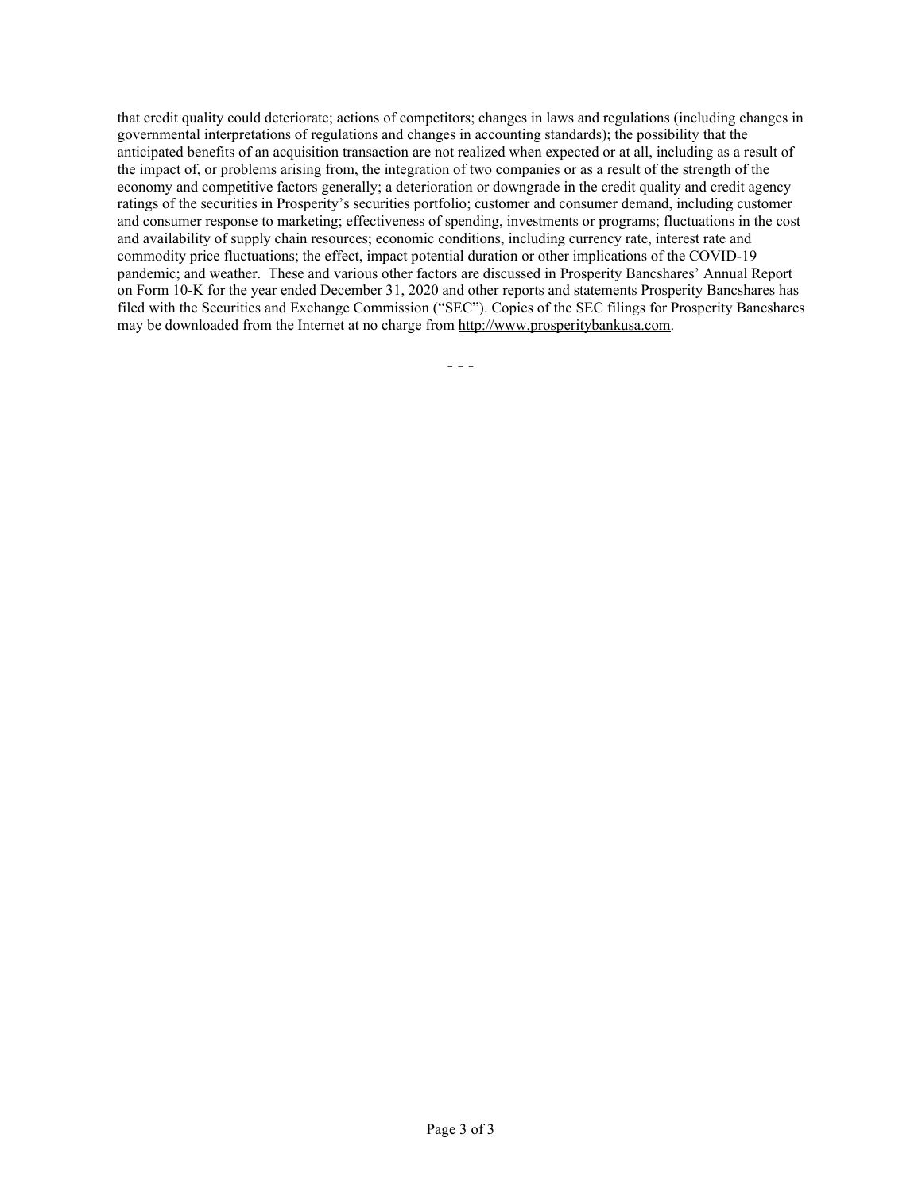that credit quality could deteriorate; actions of competitors; changes in laws and regulations (including changes in governmental interpretations of regulations and changes in accounting standards); the possibility that the anticipated benefits of an acquisition transaction are not realized when expected or at all, including as a result of the impact of, or problems arising from, the integration of two companies or as a result of the strength of the economy and competitive factors generally; a deterioration or downgrade in the credit quality and credit agency ratings of the securities in Prosperity's securities portfolio; customer and consumer demand, including customer and consumer response to marketing; effectiveness of spending, investments or programs; fluctuations in the cost and availability of supply chain resources; economic conditions, including currency rate, interest rate and commodity price fluctuations; the effect, impact potential duration or other implications of the COVID-19 pandemic; and weather. These and various other factors are discussed in Prosperity Bancshares' Annual Report on Form 10-K for the year ended December 31, 2020 and other reports and statements Prosperity Bancshares has filed with the Securities and Exchange Commission ("SEC"). Copies of the SEC filings for Prosperity Bancshares may be downloaded from the Internet at no charge from http://www.prosperitybankusa.com.

- - -